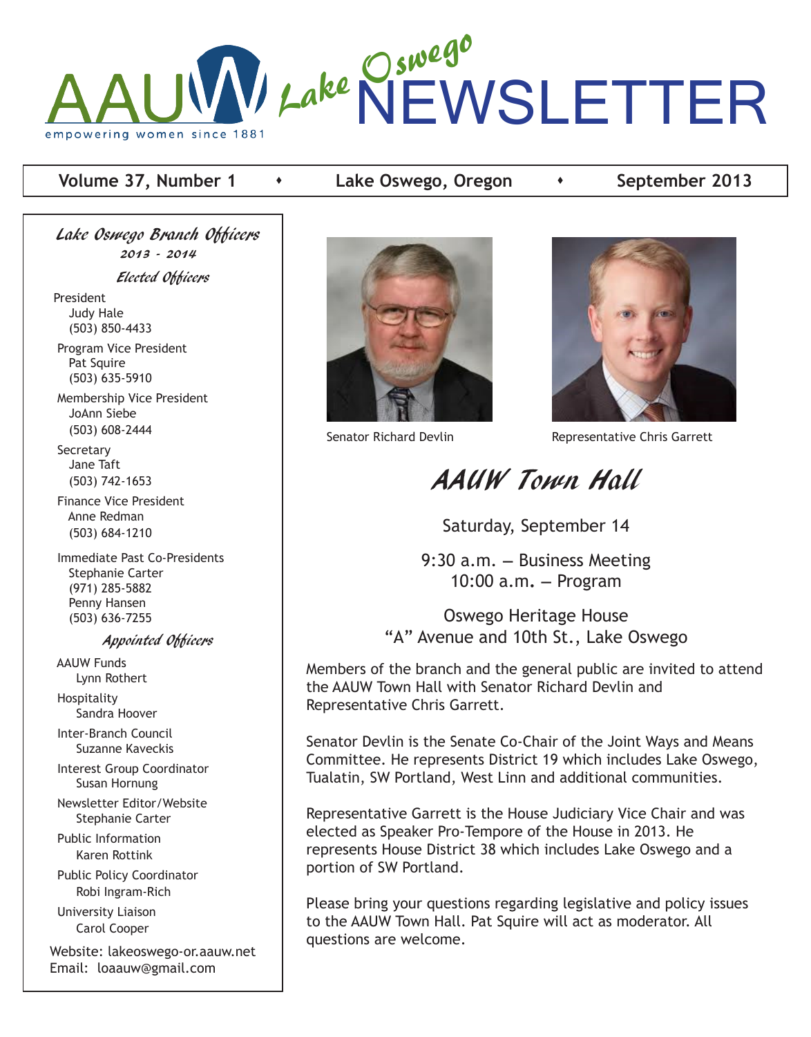# AAUW Lake Oswego NEWSLETTER

empowering women since 1881

**Volume 37, Number 1** ♦ **Lake Oswego, Oregon** ♦ **September 2013**

## *Lake Oswego Branch Officers*

*2013 - 2014*

### *Elected Officers*

President
Judy Hale
(503) 850-4433

Program Vice President
Pat Squire
(503) 635-5910

Membership Vice President
JoAnn Siebe
(503) 608-2444

Secretary
Jane Taft
(503) 742-1653

Finance Vice President
Anne Redman
(503) 684-1210

Immediate Past Co-Presidents
Stephanie Carter
(971) 285-5882
Penny Hansen
(503) 636-7255

### *Appointed Officers*

AAUW Funds
Lynn Rothert

Hospitality
Sandra Hoover

Inter-Branch Council
Suzanne Kaveckis

Interest Group Coordinator
Susan Hornung

Newsletter Editor/Website
Stephanie Carter

Public Information
Karen Rottink

Public Policy Coordinator
Robi Ingram-Rich

University Liaison
Carol Cooper

Website: lakeoswego-or.aauw.net
Email: loaauw@gmail.com

Senator Richard Devlin

Representative Chris Garrett

# *AAUW Town Hall*

Saturday, September 14

9:30 a.m. – Business Meeting
10:00 a.m. – Program

Oswego Heritage House
"A" Avenue and 10th St., Lake Oswego

Members of the branch and the general public are invited to attend the AAUW Town Hall with Senator Richard Devlin and Representative Chris Garrett.

Senator Devlin is the Senate Co-Chair of the Joint Ways and Means Committee. He represents District 19 which includes Lake Oswego, Tualatin, SW Portland, West Linn and additional communities.

Representative Garrett is the House Judiciary Vice Chair and was elected as Speaker Pro-Tempore of the House in 2013. He represents House District 38 which includes Lake Oswego and a portion of SW Portland.

Please bring your questions regarding legislative and policy issues to the AAUW Town Hall. Pat Squire will act as moderator. All questions are welcome.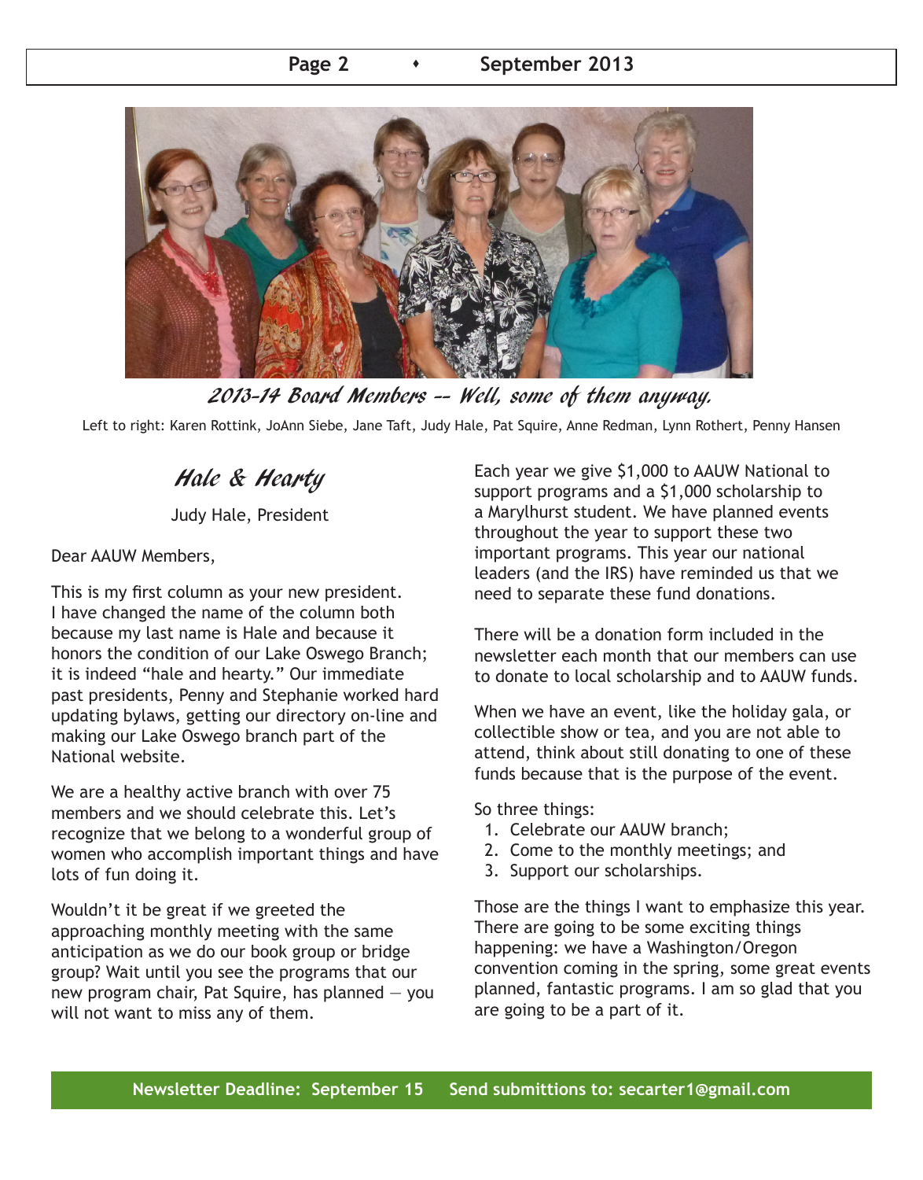*2013-14 Board Members -- Well, some of them anyway.*

Left to right: Karen Rottink, JoAnn Siebe, Jane Taft, Judy Hale, Pat Squire, Anne Redman, Lynn Rothert, Penny Hansen

## *Hale & Hearty*

Judy Hale, President

Dear AAUW Members,

This is my first column as your new president. I have changed the name of the column both because my last name is Hale and because it honors the condition of our Lake Oswego Branch; it is indeed "hale and hearty." Our immediate past presidents, Penny and Stephanie worked hard updating bylaws, getting our directory on-line and making our Lake Oswego branch part of the National website.

We are a healthy active branch with over 75 members and we should celebrate this. Let's recognize that we belong to a wonderful group of women who accomplish important things and have lots of fun doing it.

Wouldn't it be great if we greeted the approaching monthly meeting with the same anticipation as we do our book group or bridge group? Wait until you see the programs that our new program chair, Pat Squire, has planned – you will not want to miss any of them.

Each year we give $1,000 to AAUW National to support programs and a $1,000 scholarship to a Marylhurst student. We have planned events throughout the year to support these two important programs. This year our national leaders (and the IRS) have reminded us that we need to separate these fund donations.

There will be a donation form included in the newsletter each month that our members can use to donate to local scholarship and to AAUW funds.

When we have an event, like the holiday gala, or collectible show or tea, and you are not able to attend, think about still donating to one of these funds because that is the purpose of the event.

So three things:

1. Celebrate our AAUW branch;
2. Come to the monthly meetings; and
3. Support our scholarships.

Those are the things I want to emphasize this year. There are going to be some exciting things happening: we have a Washington/Oregon convention coming in the spring, some great events planned, fantastic programs. I am so glad that you are going to be a part of it.

**Newsletter Deadline: September 15     Send submittions to: secarter1@gmail.com**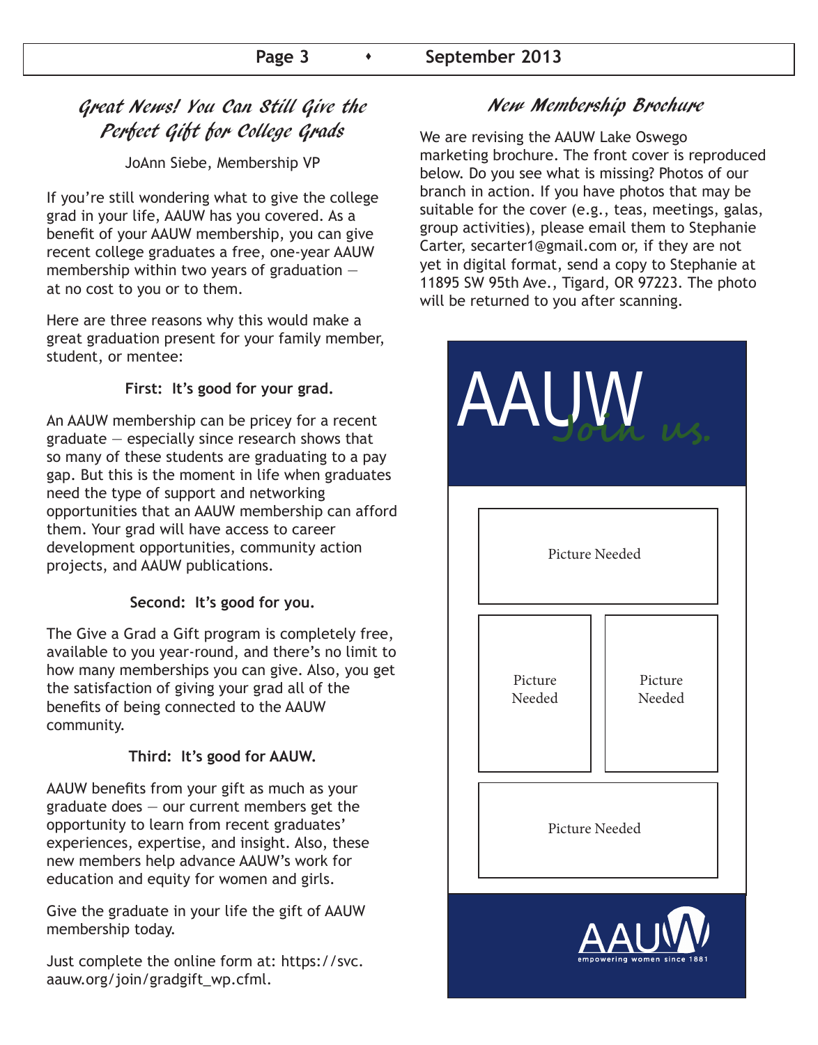## Great News! You Can Still Give the Perfect Gift for College Grads

JoAnn Siebe, Membership VP

If you're still wondering what to give the college grad in your life, AAUW has you covered. As a benefit of your AAUW membership, you can give recent college graduates a free, one-year AAUW membership within two years of graduation — at no cost to you or to them.

Here are three reasons why this would make a great graduation present for your family member, student, or mentee:

**First: It's good for your grad.**

An AAUW membership can be pricey for a recent graduate — especially since research shows that so many of these students are graduating to a pay gap. But this is the moment in life when graduates need the type of support and networking opportunities that an AAUW membership can afford them. Your grad will have access to career development opportunities, community action projects, and AAUW publications.

**Second: It's good for you.**

The Give a Grad a Gift program is completely free, available to you year-round, and there's no limit to how many memberships you can give. Also, you get the satisfaction of giving your grad all of the benefits of being connected to the AAUW community.

**Third: It's good for AAUW.**

AAUW benefits from your gift as much as your graduate does — our current members get the opportunity to learn from recent graduates' experiences, expertise, and insight. Also, these new members help advance AAUW's work for education and equity for women and girls.

Give the graduate in your life the gift of AAUW membership today.

Just complete the online form at: https://svc.aauw.org/join/gradgift_wp.cfml.

## New Membership Brochure

We are revising the AAUW Lake Oswego marketing brochure. The front cover is reproduced below. Do you see what is missing? Photos of our branch in action. If you have photos that may be suitable for the cover (e.g., teas, meetings, galas, group activities), please email them to Stephanie Carter, secarter1@gmail.com or, if they are not yet in digital format, send a copy to Stephanie at 11895 SW 95th Ave., Tigard, OR 97223. The photo will be returned to you after scanning.

AAUW *Join us.*

Picture Needed

Picture Needed

Picture Needed

Picture Needed

AAUW empowering women since 1881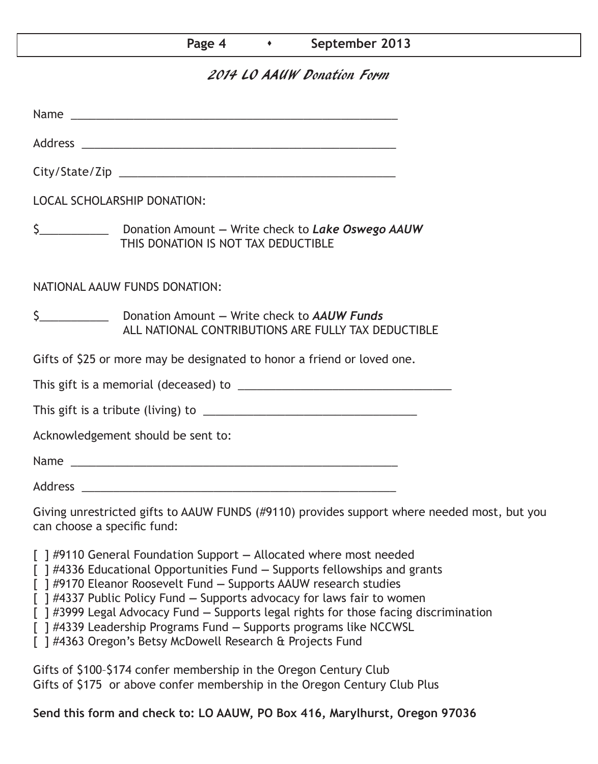# 2014 LO AAUW Donation Form

Name ____________________________________________________

Address __________________________________________________

City/State/Zip _____________________________________________

LOCAL SCHOLARSHIP DONATION:

$___________ Donation Amount — Write check to ***Lake Oswego AAUW***
THIS DONATION IS NOT TAX DEDUCTIBLE

NATIONAL AAUW FUNDS DONATION:

$___________ Donation Amount — Write check to ***AAUW Funds***
ALL NATIONAL CONTRIBUTIONS ARE FULLY TAX DEDUCTIBLE

Gifts of $25 or more may be designated to honor a friend or loved one.

This gift is a memorial (deceased) to __________________________________

This gift is a tribute (living) to __________________________________

Acknowledgement should be sent to:

Name ____________________________________________________

Address __________________________________________________

Giving unrestricted gifts to AAUW FUNDS (#9110) provides support where needed most, but you can choose a specific fund:

[ ] #9110 General Foundation Support — Allocated where most needed
[ ] #4336 Educational Opportunities Fund — Supports fellowships and grants
[ ] #9170 Eleanor Roosevelt Fund — Supports AAUW research studies
[ ] #4337 Public Policy Fund — Supports advocacy for laws fair to women
[ ] #3999 Legal Advocacy Fund — Supports legal rights for those facing discrimination
[ ] #4339 Leadership Programs Fund — Supports programs like NCCWSL
[ ] #4363 Oregon's Betsy McDowell Research & Projects Fund

Gifts of $100–$174 confer membership in the Oregon Century Club
Gifts of $175 or above confer membership in the Oregon Century Club Plus

**Send this form and check to: LO AAUW, PO Box 416, Marylhurst, Oregon 97036**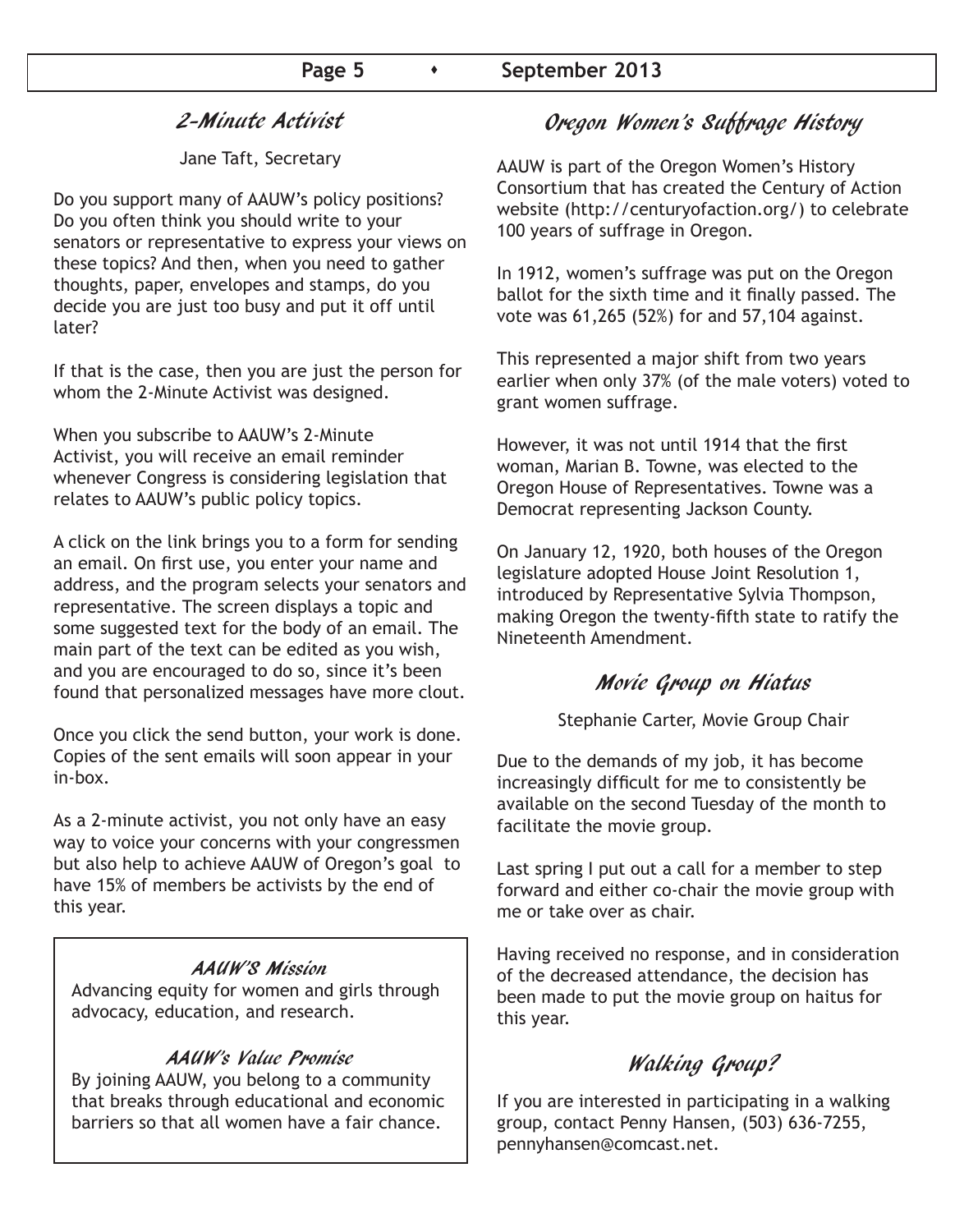## 2-Minute Activist

Jane Taft, Secretary

Do you support many of AAUW's policy positions? Do you often think you should write to your senators or representative to express your views on these topics? And then, when you need to gather thoughts, paper, envelopes and stamps, do you decide you are just too busy and put it off until later?

If that is the case, then you are just the person for whom the 2-Minute Activist was designed.

When you subscribe to AAUW's 2-Minute Activist, you will receive an email reminder whenever Congress is considering legislation that relates to AAUW's public policy topics.

A click on the link brings you to a form for sending an email. On first use, you enter your name and address, and the program selects your senators and representative. The screen displays a topic and some suggested text for the body of an email. The main part of the text can be edited as you wish, and you are encouraged to do so, since it's been found that personalized messages have more clout.

Once you click the send button, your work is done. Copies of the sent emails will soon appear in your in-box.

As a 2-minute activist, you not only have an easy way to voice your concerns with your congressmen but also help to achieve AAUW of Oregon's goal to have 15% of members be activists by the end of this year.

### AAUW'S Mission

Advancing equity for women and girls through advocacy, education, and research.

### AAUW's Value Promise

By joining AAUW, you belong to a community that breaks through educational and economic barriers so that all women have a fair chance.

## Oregon Women's Suffrage History

AAUW is part of the Oregon Women's History Consortium that has created the Century of Action website (http://centuryofaction.org/) to celebrate 100 years of suffrage in Oregon.

In 1912, women's suffrage was put on the Oregon ballot for the sixth time and it finally passed. The vote was 61,265 (52%) for and 57,104 against.

This represented a major shift from two years earlier when only 37% (of the male voters) voted to grant women suffrage.

However, it was not until 1914 that the first woman, Marian B. Towne, was elected to the Oregon House of Representatives. Towne was a Democrat representing Jackson County.

On January 12, 1920, both houses of the Oregon legislature adopted House Joint Resolution 1, introduced by Representative Sylvia Thompson, making Oregon the twenty-fifth state to ratify the Nineteenth Amendment.

## Movie Group on Hiatus

Stephanie Carter, Movie Group Chair

Due to the demands of my job, it has become increasingly difficult for me to consistently be available on the second Tuesday of the month to facilitate the movie group.

Last spring I put out a call for a member to step forward and either co-chair the movie group with me or take over as chair.

Having received no response, and in consideration of the decreased attendance, the decision has been made to put the movie group on haitus for this year.

## Walking Group?

If you are interested in participating in a walking group, contact Penny Hansen, (503) 636-7255, pennyhansen@comcast.net.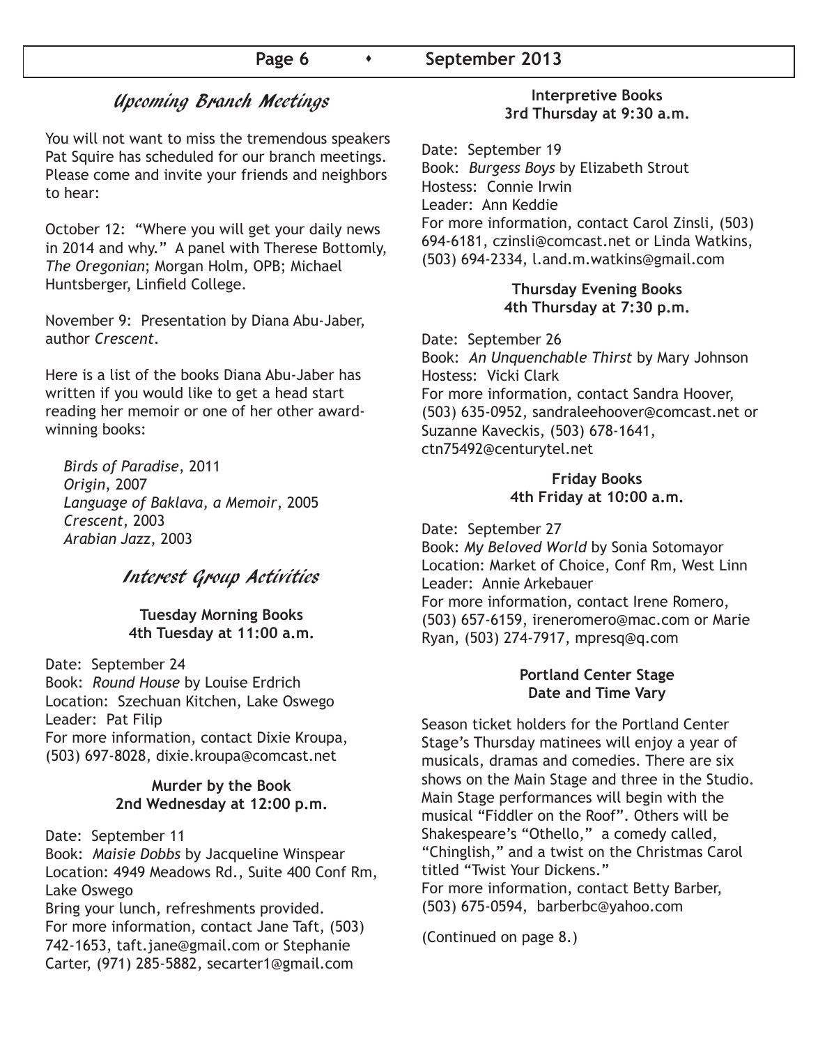## Upcoming Branch Meetings

You will not want to miss the tremendous speakers Pat Squire has scheduled for our branch meetings. Please come and invite your friends and neighbors to hear:

October 12: "Where you will get your daily news in 2014 and why." A panel with Therese Bottomly, *The Oregonian*; Morgan Holm, OPB; Michael Huntsberger, Linfield College.

November 9: Presentation by Diana Abu-Jaber, author *Crescent*.

Here is a list of the books Diana Abu-Jaber has written if you would like to get a head start reading her memoir or one of her other award-winning books:

*Birds of Paradise*, 2011
*Origin*, 2007
*Language of Baklava, a Memoir*, 2005
*Crescent*, 2003
*Arabian Jazz*, 2003

## Interest Group Activities

**Tuesday Morning Books**
**4th Tuesday at 11:00 a.m.**

Date: September 24
Book: *Round House* by Louise Erdrich
Location: Szechuan Kitchen, Lake Oswego
Leader: Pat Filip
For more information, contact Dixie Kroupa, (503) 697-8028, dixie.kroupa@comcast.net

**Murder by the Book**
**2nd Wednesday at 12:00 p.m.**

Date: September 11
Book: *Maisie Dobbs* by Jacqueline Winspear
Location: 4949 Meadows Rd., Suite 400 Conf Rm, Lake Oswego
Bring your lunch, refreshments provided.
For more information, contact Jane Taft, (503) 742-1653, taft.jane@gmail.com or Stephanie Carter, (971) 285-5882, secarter1@gmail.com

**Interpretive Books**
**3rd Thursday at 9:30 a.m.**

Date: September 19
Book: *Burgess Boys* by Elizabeth Strout
Hostess: Connie Irwin
Leader: Ann Keddie
For more information, contact Carol Zinsli, (503) 694-6181, czinsli@comcast.net or Linda Watkins, (503) 694-2334, l.and.m.watkins@gmail.com

**Thursday Evening Books**
**4th Thursday at 7:30 p.m.**

Date: September 26
Book: *An Unquenchable Thirst* by Mary Johnson
Hostess: Vicki Clark
For more information, contact Sandra Hoover, (503) 635-0952, sandraleehoover@comcast.net or Suzanne Kaveckis, (503) 678-1641, ctn75492@centurytel.net

**Friday Books**
**4th Friday at 10:00 a.m.**

Date: September 27
Book: *My Beloved World* by Sonia Sotomayor
Location: Market of Choice, Conf Rm, West Linn
Leader: Annie Arkebauer
For more information, contact Irene Romero, (503) 657-6159, ireneromero@mac.com or Marie Ryan, (503) 274-7917, mpresq@q.com

**Portland Center Stage**
**Date and Time Vary**

Season ticket holders for the Portland Center Stage's Thursday matinees will enjoy a year of musicals, dramas and comedies. There are six shows on the Main Stage and three in the Studio. Main Stage performances will begin with the musical "Fiddler on the Roof". Others will be Shakespeare's "Othello," a comedy called, "Chinglish," and a twist on the Christmas Carol titled "Twist Your Dickens."
For more information, contact Betty Barber, (503) 675-0594, barberbc@yahoo.com

(Continued on page 8.)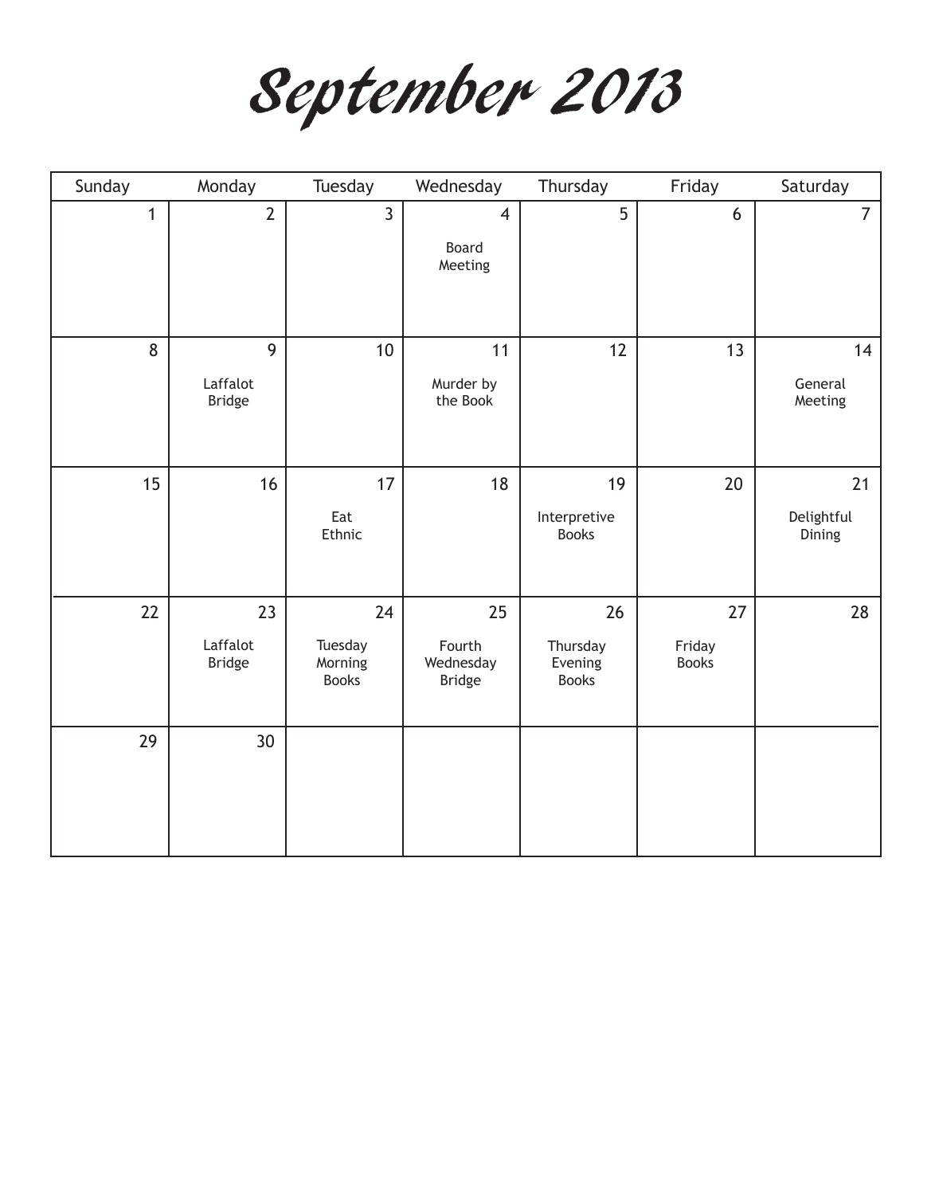# September 2013

| Sunday | Monday | Tuesday | Wednesday | Thursday | Friday | Saturday |
|---|---|---|---|---|---|---|
| 1 | 2 | 3 | 4<br>Board Meeting | 5 | 6 | 7 |
| 8 | 9<br>Laffalot Bridge | 10 | 11<br>Murder by the Book | 12 | 13 | 14<br>General Meeting |
| 15 | 16 | 17<br>Eat Ethnic | 18 | 19<br>Interpretive Books | 20 | 21<br>Delightful Dining |
| 22 | 23<br>Laffalot Bridge | 24<br>Tuesday Morning Books | 25<br>Fourth Wednesday Bridge | 26<br>Thursday Evening Books | 27<br>Friday Books | 28 |
| 29 | 30 | | | | | |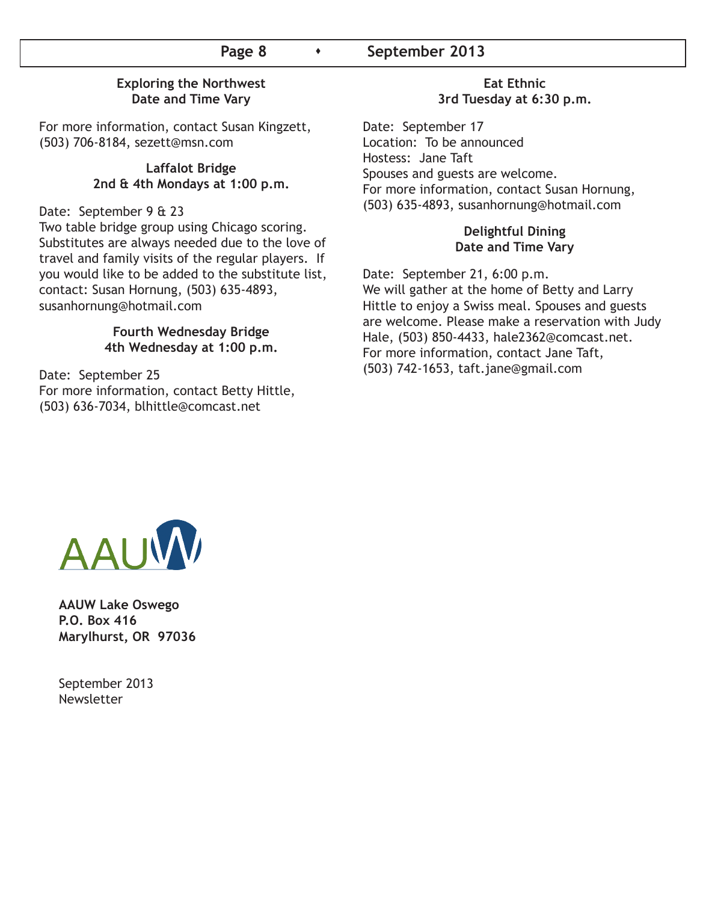### Exploring the Northwest
### Date and Time Vary

For more information, contact Susan Kingzett, (503) 706-8184, sezett@msn.com

### Laffalot Bridge
### 2nd & 4th Mondays at 1:00 p.m.

Date: September 9 & 23
Two table bridge group using Chicago scoring. Substitutes are always needed due to the love of travel and family visits of the regular players. If you would like to be added to the substitute list, contact: Susan Hornung, (503) 635-4893, susanhornung@hotmail.com

### Fourth Wednesday Bridge
### 4th Wednesday at 1:00 p.m.

Date: September 25
For more information, contact Betty Hittle, (503) 636-7034, blhittle@comcast.net

### Eat Ethnic
### 3rd Tuesday at 6:30 p.m.

Date: September 17
Location: To be announced
Hostess: Jane Taft
Spouses and guests are welcome.
For more information, contact Susan Hornung, (503) 635-4893, susanhornung@hotmail.com

### Delightful Dining
### Date and Time Vary

Date: September 21, 6:00 p.m.
We will gather at the home of Betty and Larry Hittle to enjoy a Swiss meal. Spouses and guests are welcome. Please make a reservation with Judy Hale, (503) 850-4433, hale2362@comcast.net.
For more information, contact Jane Taft, (503) 742-1653, taft.jane@gmail.com

AAUW

**AAUW Lake Oswego**
**P.O. Box 416**
**Marylhurst, OR 97036**

September 2013
Newsletter